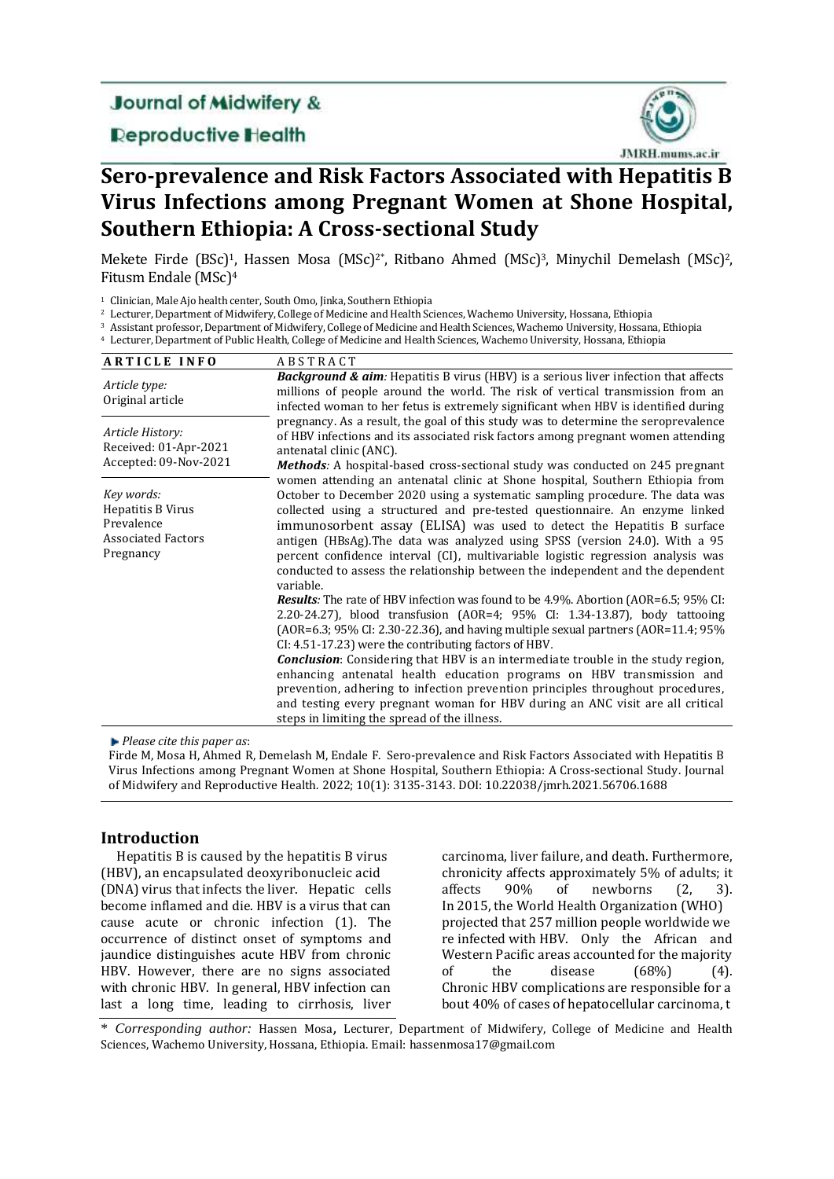Journal of Midwifery & Reproductive Health

JMRH.mums.ac.ir

# Sero-prevalence and Risk Factors Associated with Hepatitis B Virus Infections among Pregnant Women at Shone Hospital, Southern Ethiopia: A Cross-sectional Study

Mekete Firde (BSc)[1], Hassen Mosa (MSc)[2*], Ritbano Ahmed (MSc)[3], Minychil Demelash (MSc)[2], Fitusm Endale (MSc)[4]

[1] Clinician, Male Ajo health center, South Omo, Jinka, Southern Ethiopia
[2] Lecturer, Department of Midwifery, College of Medicine and Health Sciences, Wachemo University, Hossana, Ethiopia
[3] Assistant professor, Department of Midwifery, College of Medicine and Health Sciences, Wachemo University, Hossana, Ethiopia
[4] Lecturer, Department of Public Health, College of Medicine and Health Sciences, Wachemo University, Hossana, Ethiopia

**ARTICLE INFO**

*Article type:*
Original article

*Article History:*
Received: 01-Apr-2021
Accepted: 09-Nov-2021

*Key words:*
Hepatitis B Virus
Prevalence
Associated Factors
Pregnancy

**ABSTRACT**

***Background & aim:*** Hepatitis B virus (HBV) is a serious liver infection that affects millions of people around the world. The risk of vertical transmission from an infected woman to her fetus is extremely significant when HBV is identified during pregnancy. As a result, the goal of this study was to determine the seroprevalence of HBV infections and its associated risk factors among pregnant women attending antenatal clinic (ANC).

***Methods:*** A hospital-based cross-sectional study was conducted on 245 pregnant women attending an antenatal clinic at Shone hospital, Southern Ethiopia from October to December 2020 using a systematic sampling procedure. The data was collected using a structured and pre-tested questionnaire. An enzyme linked immunosorbent assay (ELISA) was used to detect the Hepatitis B surface antigen (HBsAg).The data was analyzed using SPSS (version 24.0). With a 95 percent confidence interval (CI), multivariable logistic regression analysis was conducted to assess the relationship between the independent and the dependent variable.

***Results:*** The rate of HBV infection was found to be 4.9%. Abortion (AOR=6.5; 95% CI: 2.20-24.27), blood transfusion (AOR=4; 95% CI: 1.34-13.87), body tattooing (AOR=6.3; 95% CI: 2.30-22.36), and having multiple sexual partners (AOR=11.4; 95% CI: 4.51-17.23) were the contributing factors of HBV.

***Conclusion***: Considering that HBV is an intermediate trouble in the study region, enhancing antenatal health education programs on HBV transmission and prevention, adhering to infection prevention principles throughout procedures, and testing every pregnant woman for HBV during an ANC visit are all critical steps in limiting the spread of the illness.

*Please cite this paper as*:
Firde M, Mosa H, Ahmed R, Demelash M, Endale F. Sero-prevalence and Risk Factors Associated with Hepatitis B Virus Infections among Pregnant Women at Shone Hospital, Southern Ethiopia: A Cross-sectional Study. Journal of Midwifery and Reproductive Health. 2022; 10(1): 3135-3143. DOI: 10.22038/jmrh.2021.56706.1688

## Introduction

Hepatitis B is caused by the hepatitis B virus (HBV), an encapsulated deoxyribonucleic acid (DNA) virus that infects the liver. Hepatic cells become inflamed and die. HBV is a virus that can cause acute or chronic infection (1). The occurrence of distinct onset of symptoms and jaundice distinguishes acute HBV from chronic HBV. However, there are no signs associated with chronic HBV. In general, HBV infection can last a long time, leading to cirrhosis, liver carcinoma, liver failure, and death. Furthermore, chronicity affects approximately 5% of adults; it affects 90% of newborns (2, 3). In 2015, the World Health Organization (WHO) projected that 257 million people worldwide were infected with HBV. Only the African and Western Pacific areas accounted for the majority of the disease (68%) (4). Chronic HBV complications are responsible for about 40% of cases of hepatocellular carcinoma, t

\* *Corresponding author:* Hassen Mosa, Lecturer, Department of Midwifery, College of Medicine and Health Sciences, Wachemo University, Hossana, Ethiopia. Email: hassenmosa17@gmail.com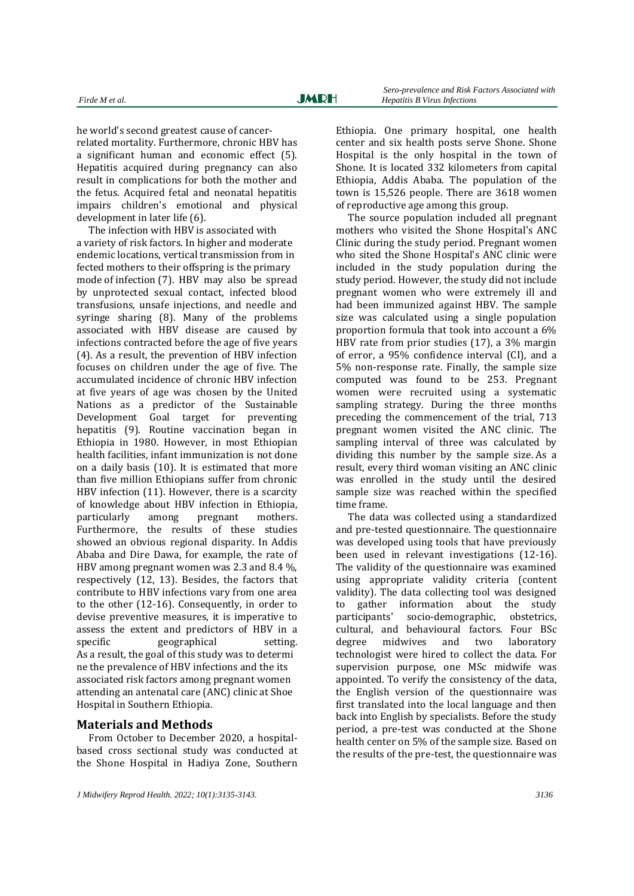he world's second greatest cause of cancer-related mortality. Furthermore, chronic HBV has a significant human and economic effect (5). Hepatitis acquired during pregnancy can also result in complications for both the mother and the fetus. Acquired fetal and neonatal hepatitis impairs children's emotional and physical development in later life (6).

The infection with HBV is associated with a variety of risk factors. In higher and moderate endemic locations, vertical transmission from in fected mothers to their offspring is the primary mode of infection (7). HBV may also be spread by unprotected sexual contact, infected blood transfusions, unsafe injections, and needle and syringe sharing (8). Many of the problems associated with HBV disease are caused by infections contracted before the age of five years (4). As a result, the prevention of HBV infection focuses on children under the age of five. The accumulated incidence of chronic HBV infection at five years of age was chosen by the United Nations as a predictor of the Sustainable Development Goal target for preventing hepatitis (9). Routine vaccination began in Ethiopia in 1980. However, in most Ethiopian health facilities, infant immunization is not done on a daily basis (10). It is estimated that more than five million Ethiopians suffer from chronic HBV infection (11). However, there is a scarcity of knowledge about HBV infection in Ethiopia, particularly among pregnant mothers. Furthermore, the results of these studies showed an obvious regional disparity. In Addis Ababa and Dire Dawa, for example, the rate of HBV among pregnant women was 2.3 and 8.4 %, respectively (12, 13). Besides, the factors that contribute to HBV infections vary from one area to the other (12-16). Consequently, in order to devise preventive measures, it is imperative to assess the extent and predictors of HBV in a specific geographical setting. As a result, the goal of this study was to determi ne the prevalence of HBV infections and the its associated risk factors among pregnant women attending an antenatal care (ANC) clinic at Shoe Hospital in Southern Ethiopia.

## Materials and Methods

From October to December 2020, a hospital-based cross sectional study was conducted at the Shone Hospital in Hadiya Zone, Southern Ethiopia. One primary hospital, one health center and six health posts serve Shone. Shone Hospital is the only hospital in the town of Shone. It is located 332 kilometers from capital Ethiopia, Addis Ababa. The population of the town is 15,526 people. There are 3618 women of reproductive age among this group.

The source population included all pregnant mothers who visited the Shone Hospital's ANC Clinic during the study period. Pregnant women who sited the Shone Hospital's ANC clinic were included in the study population during the study period. However, the study did not include pregnant women who were extremely ill and had been immunized against HBV. The sample size was calculated using a single population proportion formula that took into account a 6% HBV rate from prior studies (17), a 3% margin of error, a 95% confidence interval (CI), and a 5% non-response rate. Finally, the sample size computed was found to be 253. Pregnant women were recruited using a systematic sampling strategy. During the three months preceding the commencement of the trial, 713 pregnant women visited the ANC clinic. The sampling interval of three was calculated by dividing this number by the sample size. As a result, every third woman visiting an ANC clinic was enrolled in the study until the desired sample size was reached within the specified time frame.

The data was collected using a standardized and pre-tested questionnaire. The questionnaire was developed using tools that have previously been used in relevant investigations (12-16). The validity of the questionnaire was examined using appropriate validity criteria (content validity). The data collecting tool was designed to gather information about the study participants' socio-demographic, obstetrics, cultural, and behavioural factors. Four BSc degree midwives and two laboratory technologist were hired to collect the data. For supervision purpose, one MSc midwife was appointed. To verify the consistency of the data, the English version of the questionnaire was first translated into the local language and then back into English by specialists. Before the study period, a pre-test was conducted at the Shone health center on 5% of the sample size. Based on the results of the pre-test, the questionnaire was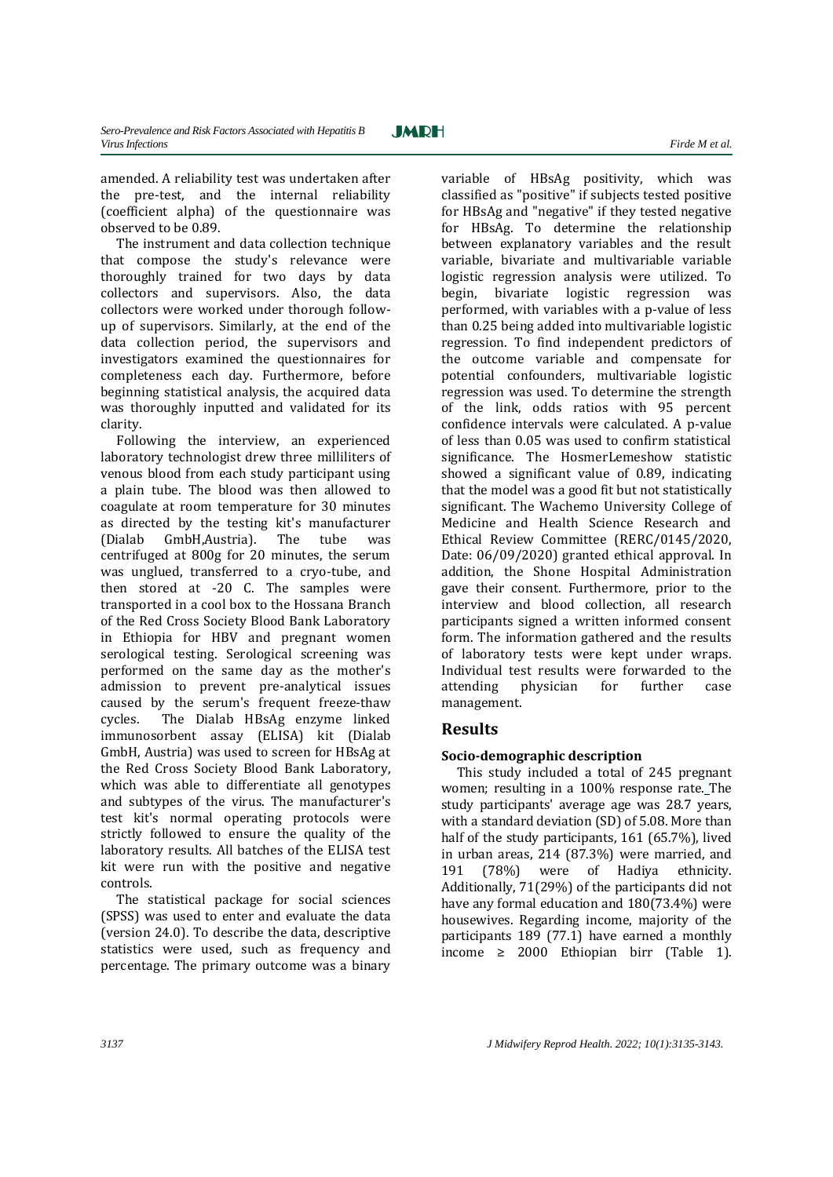amended. A reliability test was undertaken after the pre-test, and the internal reliability (coefficient alpha) of the questionnaire was observed to be 0.89.

The instrument and data collection technique that compose the study's relevance were thoroughly trained for two days by data collectors and supervisors. Also, the data collectors were worked under thorough follow-up of supervisors. Similarly, at the end of the data collection period, the supervisors and investigators examined the questionnaires for completeness each day. Furthermore, before beginning statistical analysis, the acquired data was thoroughly inputted and validated for its clarity.

Following the interview, an experienced laboratory technologist drew three milliliters of venous blood from each study participant using a plain tube. The blood was then allowed to coagulate at room temperature for 30 minutes as directed by the testing kit's manufacturer (Dialab GmbH,Austria). The tube was centrifuged at 800g for 20 minutes, the serum was unglued, transferred to a cryo-tube, and then stored at -20 C. The samples were transported in a cool box to the Hossana Branch of the Red Cross Society Blood Bank Laboratory in Ethiopia for HBV and pregnant women serological testing. Serological screening was performed on the same day as the mother's admission to prevent pre-analytical issues caused by the serum's frequent freeze-thaw cycles. The Dialab HBsAg enzyme linked immunosorbent assay (ELISA) kit (Dialab GmbH, Austria) was used to screen for HBsAg at the Red Cross Society Blood Bank Laboratory, which was able to differentiate all genotypes and subtypes of the virus. The manufacturer's test kit's normal operating protocols were strictly followed to ensure the quality of the laboratory results. All batches of the ELISA test kit were run with the positive and negative controls.

The statistical package for social sciences (SPSS) was used to enter and evaluate the data (version 24.0). To describe the data, descriptive statistics were used, such as frequency and percentage. The primary outcome was a binary variable of HBsAg positivity, which was classified as "positive" if subjects tested positive for HBsAg and "negative" if they tested negative for HBsAg. To determine the relationship between explanatory variables and the result variable, bivariate and multivariable variable logistic regression analysis were utilized. To begin, bivariate logistic regression was performed, with variables with a p-value of less than 0.25 being added into multivariable logistic regression. To find independent predictors of the outcome variable and compensate for potential confounders, multivariable logistic regression was used. To determine the strength of the link, odds ratios with 95 percent confidence intervals were calculated. A p-value of less than 0.05 was used to confirm statistical significance. The HosmerLemeshow statistic showed a significant value of 0.89, indicating that the model was a good fit but not statistically significant. The Wachemo University College of Medicine and Health Science Research and Ethical Review Committee (RERC/0145/2020, Date: 06/09/2020) granted ethical approval. In addition, the Shone Hospital Administration gave their consent. Furthermore, prior to the interview and blood collection, all research participants signed a written informed consent form. The information gathered and the results of laboratory tests were kept under wraps. Individual test results were forwarded to the attending physician for further case management.

## Results

### Socio-demographic description

This study included a total of 245 pregnant women; resulting in a 100% response rate. The study participants' average age was 28.7 years, with a standard deviation (SD) of 5.08. More than half of the study participants, 161 (65.7%), lived in urban areas, 214 (87.3%) were married, and 191 (78%) were of Hadiya ethnicity. Additionally, 71(29%) of the participants did not have any formal education and 180(73.4%) were housewives. Regarding income, majority of the participants 189 (77.1) have earned a monthly income ≥ 2000 Ethiopian birr (Table 1).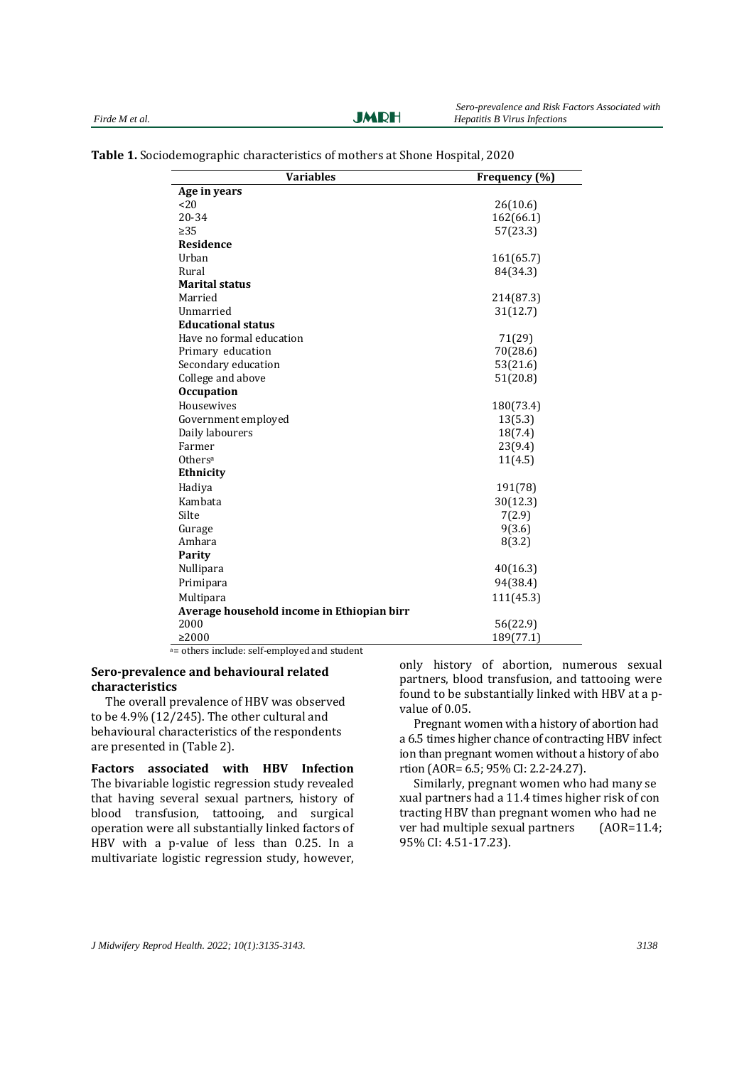**Table 1.** Sociodemographic characteristics of mothers at Shone Hospital, 2020

| Variables | Frequency (%) |
|---|---|
| **Age in years** | |
| <20 | 26(10.6) |
| 20-34 | 162(66.1) |
| ≥35 | 57(23.3) |
| **Residence** | |
| Urban | 161(65.7) |
| Rural | 84(34.3) |
| **Marital status** | |
| Married | 214(87.3) |
| Unmarried | 31(12.7) |
| **Educational status** | |
| Have no formal education | 71(29) |
| Primary education | 70(28.6) |
| Secondary education | 53(21.6) |
| College and above | 51(20.8) |
| **Occupation** | |
| Housewives | 180(73.4) |
| Government employed | 13(5.3) |
| Daily labourers | 18(7.4) |
| Farmer | 23(9.4) |
| Others[a] | 11(4.5) |
| **Ethnicity** | |
| Hadiya | 191(78) |
| Kambata | 30(12.3) |
| Silte | 7(2.9) |
| Gurage | 9(3.6) |
| Amhara | 8(3.2) |
| **Parity** | |
| Nullipara | 40(16.3) |
| Primipara | 94(38.4) |
| Multipara | 111(45.3) |
| **Average household income in Ethiopian birr** | |
| 2000 | 56(22.9) |
| ≥2000 | 189(77.1) |

[a]= others include: self-employed and student

### Sero-prevalence and behavioural related characteristics

The overall prevalence of HBV was observed to be 4.9% (12/245). The other cultural and behavioural characteristics of the respondents are presented in (Table 2).

**Factors associated with HBV Infection** The bivariable logistic regression study revealed that having several sexual partners, history of blood transfusion, tattooing, and surgical operation were all substantially linked factors of HBV with a p-value of less than 0.25. In a multivariate logistic regression study, however, only history of abortion, numerous sexual partners, blood transfusion, and tattooing were found to be substantially linked with HBV at a p-value of 0.05.

Pregnant women with a history of abortion had a 6.5 times higher chance of contracting HBV infect ion than pregnant women without a history of abo rtion (AOR= 6.5; 95% CI: 2.2-24.27).

Similarly, pregnant women who had many se xual partners had a 11.4 times higher risk of con tracting HBV than pregnant women who had ne ver had multiple sexual partners (AOR=11.4; 95% CI: 4.51-17.23).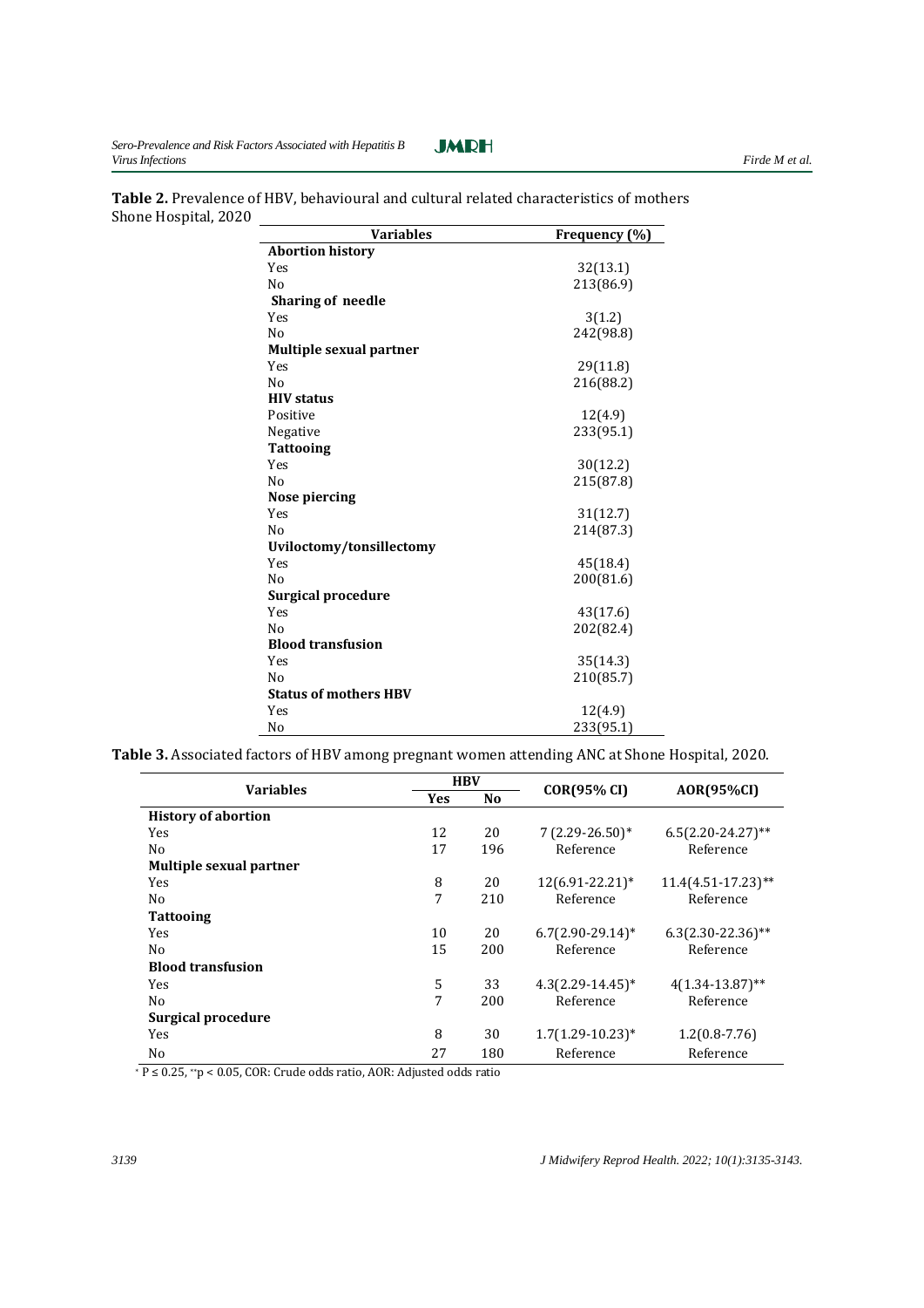**Table 2.** Prevalence of HBV, behavioural and cultural related characteristics of mothers Shone Hospital, 2020

| Variables | Frequency (%) |
|---|---|
| **Abortion history** | |
| Yes | 32(13.1) |
| No | 213(86.9) |
| **Sharing of needle** | |
| Yes | 3(1.2) |
| No | 242(98.8) |
| **Multiple sexual partner** | |
| Yes | 29(11.8) |
| No | 216(88.2) |
| **HIV status** | |
| Positive | 12(4.9) |
| Negative | 233(95.1) |
| **Tattooing** | |
| Yes | 30(12.2) |
| No | 215(87.8) |
| **Nose piercing** | |
| Yes | 31(12.7) |
| No | 214(87.3) |
| **Uviloctomy/tonsillectomy** | |
| Yes | 45(18.4) |
| No | 200(81.6) |
| **Surgical procedure** | |
| Yes | 43(17.6) |
| No | 202(82.4) |
| **Blood transfusion** | |
| Yes | 35(14.3) |
| No | 210(85.7) |
| **Status of mothers HBV** | |
| Yes | 12(4.9) |
| No | 233(95.1) |

**Table 3.** Associated factors of HBV among pregnant women attending ANC at Shone Hospital, 2020.

| Variables | HBV | | COR(95% CI) | AOR(95%CI) |
|---|---|---|---|---|
| | Yes | No | | |
| **History of abortion** | | | | |
| Yes | 12 | 20 | 7 (2.29-26.50)* | 6.5(2.20-24.27)** |
| No | 17 | 196 | Reference | Reference |
| **Multiple sexual partner** | | | | |
| Yes | 8 | 20 | 12(6.91-22.21)* | 11.4(4.51-17.23)** |
| No | 7 | 210 | Reference | Reference |
| **Tattooing** | | | | |
| Yes | 10 | 20 | 6.7(2.90-29.14)* | 6.3(2.30-22.36)** |
| No | 15 | 200 | Reference | Reference |
| **Blood transfusion** | | | | |
| Yes | 5 | 33 | 4.3(2.29-14.45)* | 4(1.34-13.87)** |
| No | 7 | 200 | Reference | Reference |
| **Surgical procedure** | | | | |
| Yes | 8 | 30 | 1.7(1.29-10.23)* | 1.2(0.8-7.76) |
| No | 27 | 180 | Reference | Reference |

* $P \leq 0.25$, ** $p < 0.05$, COR: Crude odds ratio, AOR: Adjusted odds ratio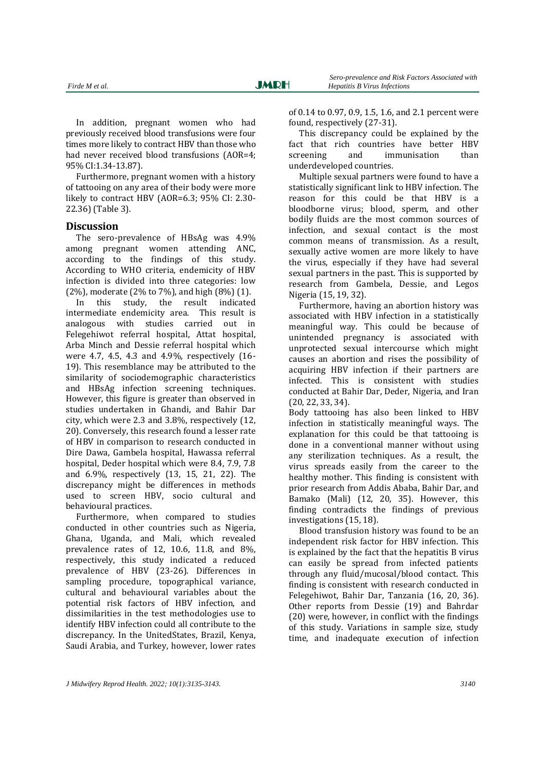In addition, pregnant women who had previously received blood transfusions were four times more likely to contract HBV than those who had never received blood transfusions (AOR=4; 95% CI:1.34-13.87).

Furthermore, pregnant women with a history of tattooing on any area of their body were more likely to contract HBV (AOR=6.3; 95% CI: 2.30-22.36) (Table 3).

## Discussion

The sero-prevalence of HBsAg was 4.9% among pregnant women attending ANC, according to the findings of this study. According to WHO criteria, endemicity of HBV infection is divided into three categories: low (2%), moderate (2% to 7%), and high (8%) (1).

In this study, the result indicated intermediate endemicity area. This result is analogous with studies carried out in Felegehiwot referral hospital, Attat hospital, Arba Minch and Dessie referral hospital which were 4.7, 4.5, 4.3 and 4.9%, respectively (16-19). This resemblance may be attributed to the similarity of sociodemographic characteristics and HBsAg infection screening techniques. However, this figure is greater than observed in studies undertaken in Ghandi, and Bahir Dar city, which were 2.3 and 3.8%, respectively (12, 20). Conversely, this research found a lesser rate of HBV in comparison to research conducted in Dire Dawa, Gambela hospital, Hawassa referral hospital, Deder hospital which were 8.4, 7.9, 7.8 and 6.9%, respectively (13, 15, 21, 22). The discrepancy might be differences in methods used to screen HBV, socio cultural and behavioural practices.

Furthermore, when compared to studies conducted in other countries such as Nigeria, Ghana, Uganda, and Mali, which revealed prevalence rates of 12, 10.6, 11.8, and 8%, respectively, this study indicated a reduced prevalence of HBV (23-26). Differences in sampling procedure, topographical variance, cultural and behavioural variables about the potential risk factors of HBV infection, and dissimilarities in the test methodologies use to identify HBV infection could all contribute to the discrepancy. In the UnitedStates, Brazil, Kenya, Saudi Arabia, and Turkey, however, lower rates of 0.14 to 0.97, 0.9, 1.5, 1.6, and 2.1 percent were found, respectively (27-31).

This discrepancy could be explained by the fact that rich countries have better HBV screening and immunisation than underdeveloped countries.

Multiple sexual partners were found to have a statistically significant link to HBV infection. The reason for this could be that HBV is a bloodborne virus; blood, sperm, and other bodily fluids are the most common sources of infection, and sexual contact is the most common means of transmission. As a result, sexually active women are more likely to have the virus, especially if they have had several sexual partners in the past. This is supported by research from Gambela, Dessie, and Legos Nigeria (15, 19, 32).

Furthermore, having an abortion history was associated with HBV infection in a statistically meaningful way. This could be because of unintended pregnancy is associated with unprotected sexual intercourse which might causes an abortion and rises the possibility of acquiring HBV infection if their partners are infected. This is consistent with studies conducted at Bahir Dar, Deder, Nigeria, and Iran (20, 22, 33, 34).

Body tattooing has also been linked to HBV infection in statistically meaningful ways. The explanation for this could be that tattooing is done in a conventional manner without using any sterilization techniques. As a result, the virus spreads easily from the career to the healthy mother. This finding is consistent with prior research from Addis Ababa, Bahir Dar, and Bamako (Mali) (12, 20, 35). However, this finding contradicts the findings of previous investigations (15, 18).

Blood transfusion history was found to be an independent risk factor for HBV infection. This is explained by the fact that the hepatitis B virus can easily be spread from infected patients through any fluid/mucosal/blood contact. This finding is consistent with research conducted in Felegehiwot, Bahir Dar, Tanzania (16, 20, 36). Other reports from Dessie (19) and Bahrdar (20) were, however, in conflict with the findings of this study. Variations in sample size, study time, and inadequate execution of infection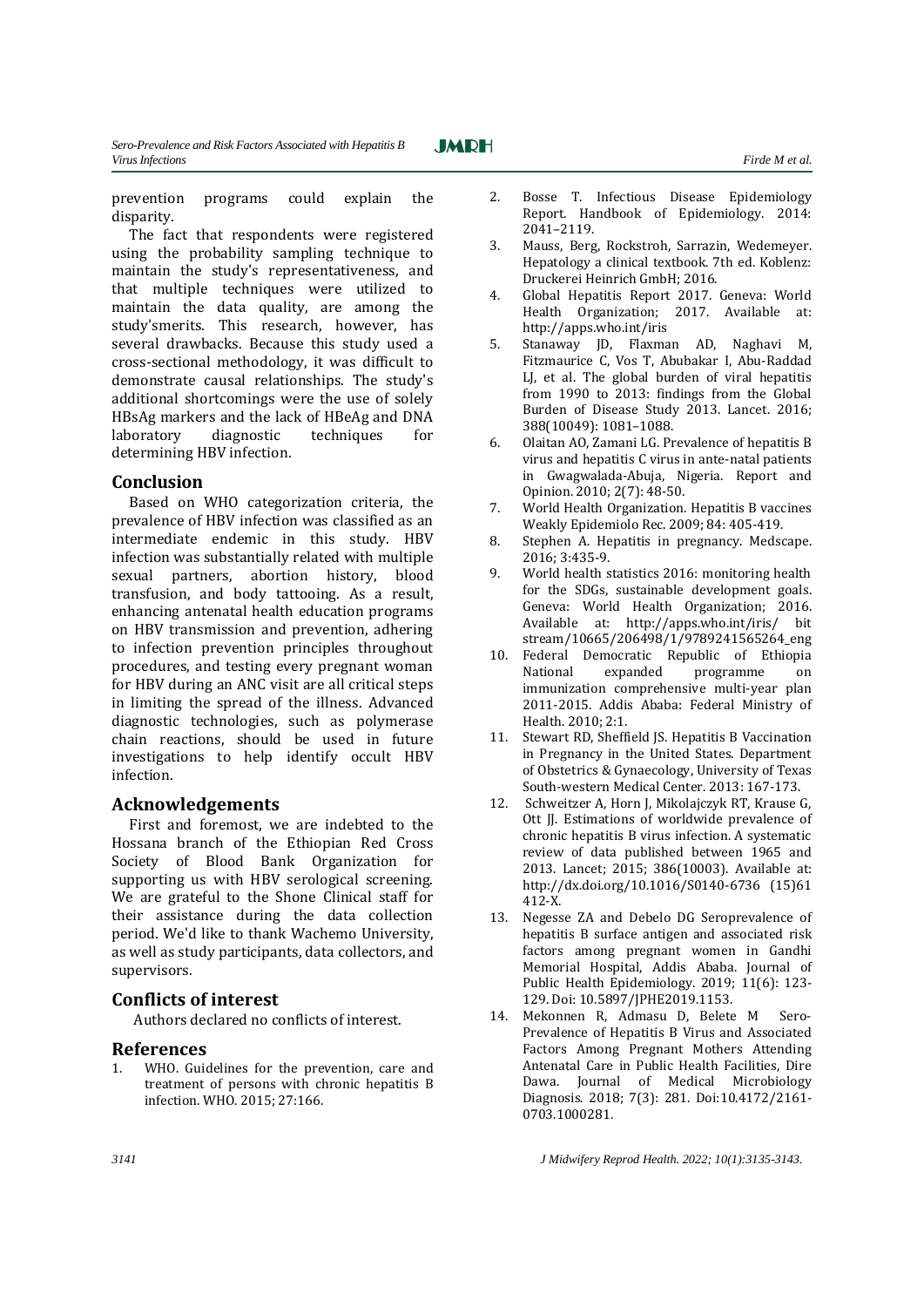prevention programs could explain the disparity.

The fact that respondents were registered using the probability sampling technique to maintain the study's representativeness, and that multiple techniques were utilized to maintain the data quality, are among the study'smerits. This research, however, has several drawbacks. Because this study used a cross-sectional methodology, it was difficult to demonstrate causal relationships. The study's additional shortcomings were the use of solely HBsAg markers and the lack of HBeAg and DNA laboratory diagnostic techniques for determining HBV infection.

## Conclusion

Based on WHO categorization criteria, the prevalence of HBV infection was classified as an intermediate endemic in this study. HBV infection was substantially related with multiple sexual partners, abortion history, blood transfusion, and body tattooing. As a result, enhancing antenatal health education programs on HBV transmission and prevention, adhering to infection prevention principles throughout procedures, and testing every pregnant woman for HBV during an ANC visit are all critical steps in limiting the spread of the illness. Advanced diagnostic technologies, such as polymerase chain reactions, should be used in future investigations to help identify occult HBV infection.

## Acknowledgements

First and foremost, we are indebted to the Hossana branch of the Ethiopian Red Cross Society of Blood Bank Organization for supporting us with HBV serological screening. We are grateful to the Shone Clinical staff for their assistance during the data collection period. We'd like to thank Wachemo University, as well as study participants, data collectors, and supervisors.

## Conflicts of interest

Authors declared no conflicts of interest.

## References

1. WHO. Guidelines for the prevention, care and treatment of persons with chronic hepatitis B infection. WHO. 2015; 27:166.
2. Bosse T. Infectious Disease Epidemiology Report. Handbook of Epidemiology. 2014: 2041–2119.
3. Mauss, Berg, Rockstroh, Sarrazin, Wedemeyer. Hepatology a clinical textbook. 7th ed. Koblenz: Druckerei Heinrich GmbH; 2016.
4. Global Hepatitis Report 2017. Geneva: World Health Organization; 2017. Available at: http://apps.who.int/iris
5. Stanaway JD, Flaxman AD, Naghavi M, Fitzmaurice C, Vos T, Abubakar I, Abu-Raddad LJ, et al. The global burden of viral hepatitis from 1990 to 2013: findings from the Global Burden of Disease Study 2013. Lancet. 2016; 388(10049): 1081–1088.
6. Olaitan AO, Zamani LG. Prevalence of hepatitis B virus and hepatitis C virus in ante-natal patients in Gwagwalada-Abuja, Nigeria. Report and Opinion. 2010; 2(7): 48-50.
7. World Health Organization. Hepatitis B vaccines Weakly Epidemiolo Rec. 2009; 84: 405-419.
8. Stephen A. Hepatitis in pregnancy. Medscape. 2016; 3:435-9.
9. World health statistics 2016: monitoring health for the SDGs, sustainable development goals. Geneva: World Health Organization; 2016. Available at: http://apps.who.int/iris/ bit stream/10665/206498/1/9789241565264_eng
10. Federal Democratic Republic of Ethiopia National expanded programme on immunization comprehensive multi-year plan 2011-2015. Addis Ababa: Federal Ministry of Health. 2010; 2:1.
11. Stewart RD, Sheffield JS. Hepatitis B Vaccination in Pregnancy in the United States. Department of Obstetrics & Gynaecology, University of Texas South-western Medical Center. 2013: 167-173.
12. Schweitzer A, Horn J, Mikolajczyk RT, Krause G, Ott JJ. Estimations of worldwide prevalence of chronic hepatitis B virus infection. A systematic review of data published between 1965 and 2013. Lancet; 2015; 386(10003). Available at: http://dx.doi.org/10.1016/S0140-6736 (15)61 412-X.
13. Negesse ZA and Debelo DG Seroprevalence of hepatitis B surface antigen and associated risk factors among pregnant women in Gandhi Memorial Hospital, Addis Ababa. Journal of Public Health Epidemiology. 2019; 11(6): 123-129. Doi: 10.5897/JPHE2019.1153.
14. Mekonnen R, Admasu D, Belete M Sero-Prevalence of Hepatitis B Virus and Associated Factors Among Pregnant Mothers Attending Antenatal Care in Public Health Facilities, Dire Dawa. Journal of Medical Microbiology Diagnosis. 2018; 7(3): 281. Doi:10.4172/2161-0703.1000281.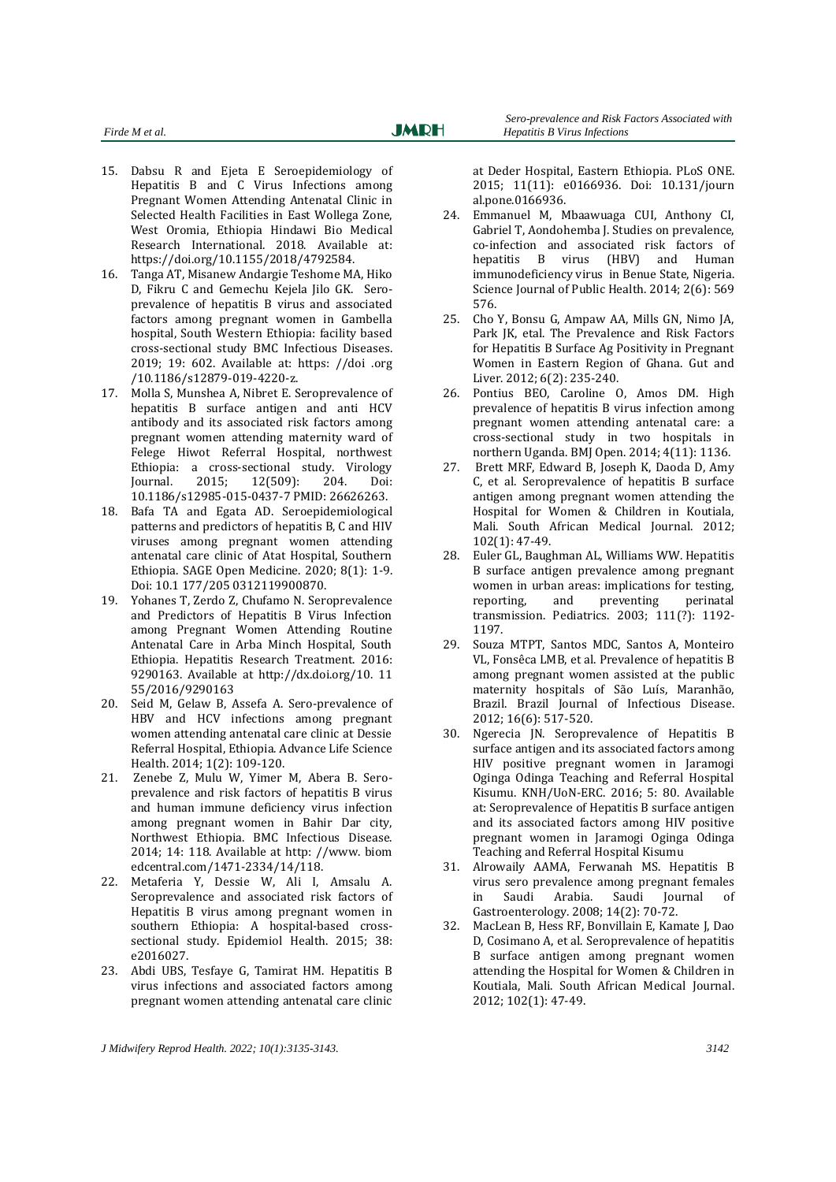15. Dabsu R and Ejeta E Seroepidemiology of Hepatitis B and C Virus Infections among Pregnant Women Attending Antenatal Clinic in Selected Health Facilities in East Wollega Zone, West Oromia, Ethiopia Hindawi Bio Medical Research International. 2018. Available at: https://doi.org/10.1155/2018/4792584.
16. Tanga AT, Misanew Andargie Teshome MA, Hiko D, Fikru C and Gemechu Kejela Jilo GK. Sero-prevalence of hepatitis B virus and associated factors among pregnant women in Gambella hospital, South Western Ethiopia: facility based cross-sectional study BMC Infectious Diseases. 2019; 19: 602. Available at: https: //doi .org /10.1186/s12879-019-4220-z.
17. Molla S, Munshea A, Nibret E. Seroprevalence of hepatitis B surface antigen and anti HCV antibody and its associated risk factors among pregnant women attending maternity ward of Felege Hiwot Referral Hospital, northwest Ethiopia: a cross-sectional study. Virology Journal. 2015; 12(509): 204. Doi: 10.1186/s12985-015-0437-7 PMID: 26626263.
18. Bafa TA and Egata AD. Seroepidemiological patterns and predictors of hepatitis B, C and HIV viruses among pregnant women attending antenatal care clinic of Atat Hospital, Southern Ethiopia. SAGE Open Medicine. 2020; 8(1): 1-9. Doi: 10.1 177/205 0312119900870.
19. Yohanes T, Zerdo Z, Chufamo N. Seroprevalence and Predictors of Hepatitis B Virus Infection among Pregnant Women Attending Routine Antenatal Care in Arba Minch Hospital, South Ethiopia. Hepatitis Research Treatment. 2016: 9290163. Available at http://dx.doi.org/10. 11 55/2016/9290163
20. Seid M, Gelaw B, Assefa A. Sero-prevalence of HBV and HCV infections among pregnant women attending antenatal care clinic at Dessie Referral Hospital, Ethiopia. Advance Life Science Health. 2014; 1(2): 109-120.
21. Zenebe Z, Mulu W, Yimer M, Abera B. Sero-prevalence and risk factors of hepatitis B virus and human immune deficiency virus infection among pregnant women in Bahir Dar city, Northwest Ethiopia. BMC Infectious Disease. 2014; 14: 118. Available at http: //www. biom edcentral.com/1471-2334/14/118.
22. Metaferia Y, Dessie W, Ali I, Amsalu A. Seroprevalence and associated risk factors of Hepatitis B virus among pregnant women in southern Ethiopia: A hospital-based cross-sectional study. Epidemiol Health. 2015; 38: e2016027.
23. Abdi UBS, Tesfaye G, Tamirat HM. Hepatitis B virus infections and associated factors among pregnant women attending antenatal care clinic at Deder Hospital, Eastern Ethiopia. PLoS ONE. 2015; 11(11): e0166936. Doi: 10.131/journ al.pone.0166936.
24. Emmanuel M, Mbaawuaga CUI, Anthony CI, Gabriel T, Aondohemba J. Studies on prevalence, co-infection and associated risk factors of hepatitis B virus (HBV) and Human immunodeficiency virus in Benue State, Nigeria. Science Journal of Public Health. 2014; 2(6): 569 576.
25. Cho Y, Bonsu G, Ampaw AA, Mills GN, Nimo JA, Park JK, etal. The Prevalence and Risk Factors for Hepatitis B Surface Ag Positivity in Pregnant Women in Eastern Region of Ghana. Gut and Liver. 2012; 6(2): 235-240.
26. Pontius BEO, Caroline O, Amos DM. High prevalence of hepatitis B virus infection among pregnant women attending antenatal care: a cross-sectional study in two hospitals in northern Uganda. BMJ Open. 2014; 4(11): 1136.
27. Brett MRF, Edward B, Joseph K, Daoda D, Amy C, et al. Seroprevalence of hepatitis B surface antigen among pregnant women attending the Hospital for Women & Children in Koutiala, Mali. South African Medical Journal. 2012; 102(1): 47-49.
28. Euler GL, Baughman AL, Williams WW. Hepatitis B surface antigen prevalence among pregnant women in urban areas: implications for testing, reporting, and preventing perinatal transmission. Pediatrics. 2003; 111(?): 1192-1197.
29. Souza MTPT, Santos MDC, Santos A, Monteiro VL, Fonsêca LMB, et al. Prevalence of hepatitis B among pregnant women assisted at the public maternity hospitals of São Luís, Maranhão, Brazil. Brazil Journal of Infectious Disease. 2012; 16(6): 517-520.
30. Ngerecia JN. Seroprevalence of Hepatitis B surface antigen and its associated factors among HIV positive pregnant women in Jaramogi Oginga Odinga Teaching and Referral Hospital Kisumu. KNH/UoN-ERC. 2016; 5: 80. Available at: Seroprevalence of Hepatitis B surface antigen and its associated factors among HIV positive pregnant women in Jaramogi Oginga Odinga Teaching and Referral Hospital Kisumu
31. Alrowaily AAMA, Ferwanah MS. Hepatitis B virus sero prevalence among pregnant females in Saudi Arabia. Saudi Journal of Gastroenterology. 2008; 14(2): 70-72.
32. MacLean B, Hess RF, Bonvillain E, Kamate J, Dao D, Cosimano A, et al. Seroprevalence of hepatitis B surface antigen among pregnant women attending the Hospital for Women & Children in Koutiala, Mali. South African Medical Journal. 2012; 102(1): 47-49.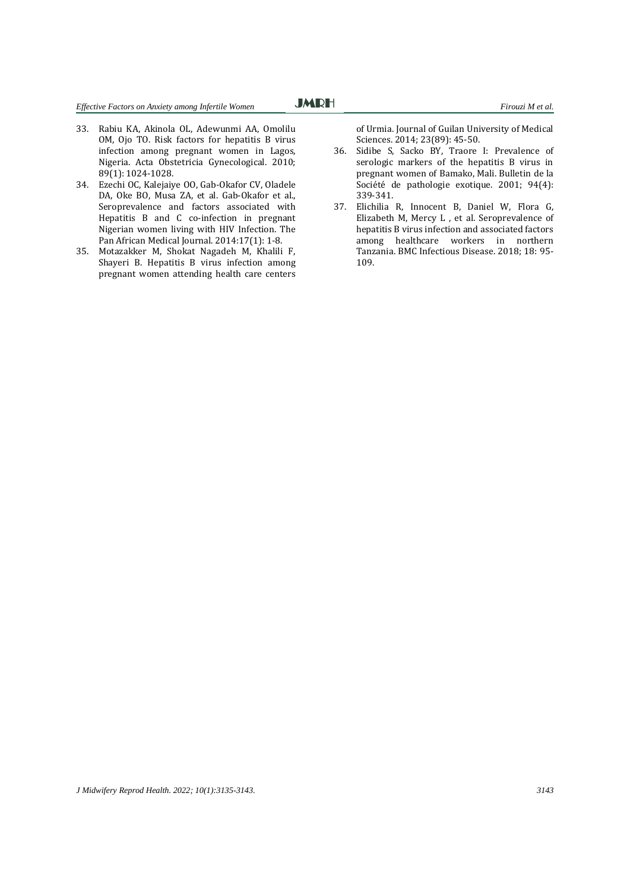33. Rabiu KA, Akinola OL, Adewunmi AA, Omolilu OM, Ojo TO. Risk factors for hepatitis B virus infection among pregnant women in Lagos, Nigeria. Acta Obstetricia Gynecological. 2010; 89(1): 1024-1028.
34. Ezechi OC, Kalejaiye OO, Gab-Okafor CV, Oladele DA, Oke BO, Musa ZA, et al. Gab-Okafor et al., Seroprevalence and factors associated with Hepatitis B and C co-infection in pregnant Nigerian women living with HIV Infection. The Pan African Medical Journal. 2014:17(1): 1-8.
35. Motazakker M, Shokat Nagadeh M, Khalili F, Shayeri B. Hepatitis B virus infection among pregnant women attending health care centers of Urmia. Journal of Guilan University of Medical Sciences. 2014; 23(89): 45-50.
36. Sidibe S, Sacko BY, Traore I: Prevalence of serologic markers of the hepatitis B virus in pregnant women of Bamako, Mali. Bulletin de la Société de pathologie exotique. 2001; 94(4): 339-341.
37. Elichilia R, Innocent B, Daniel W, Flora G, Elizabeth M, Mercy L , et al. Seroprevalence of hepatitis B virus infection and associated factors among healthcare workers in northern Tanzania. BMC Infectious Disease. 2018; 18: 95-109.